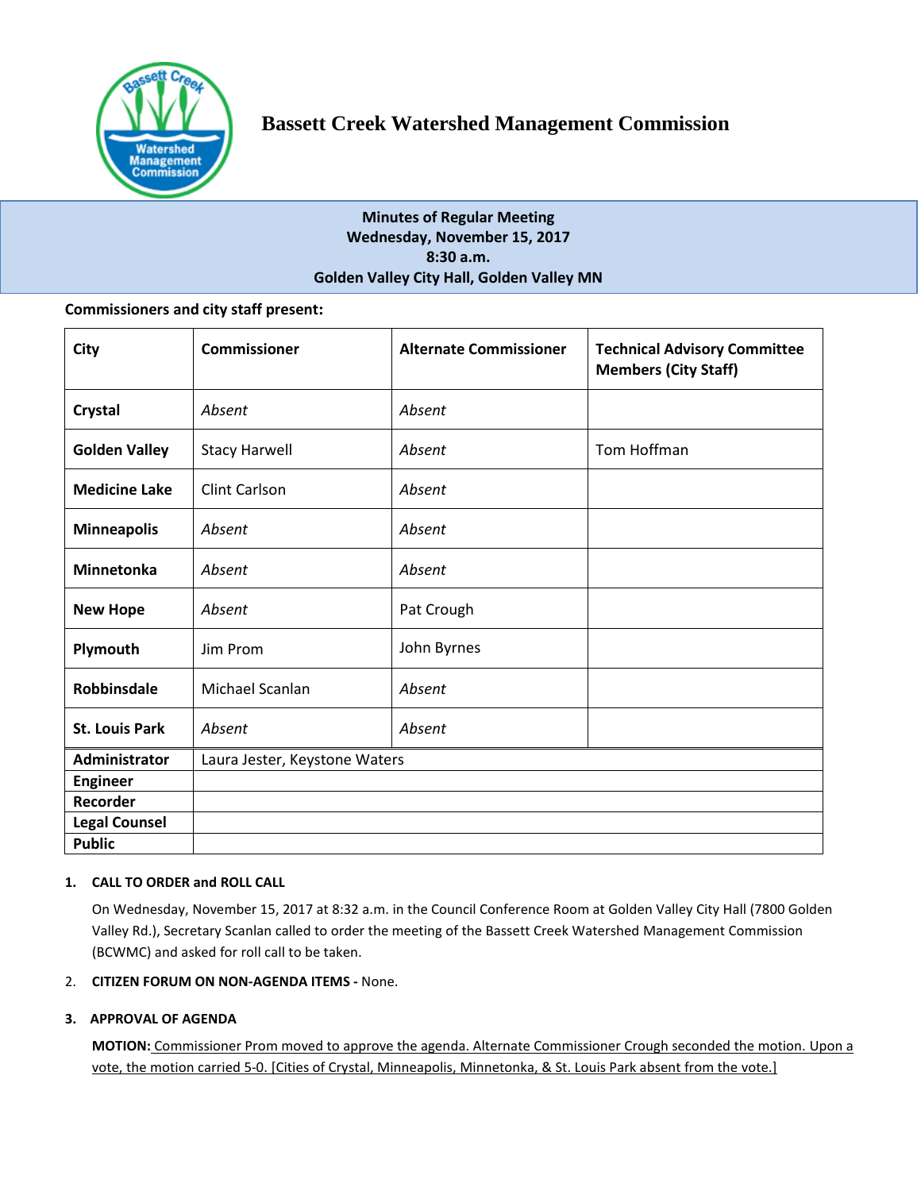# Bassett Creek Watershed Management Commission

**Minutes of Regular Meeting**
**Wednesday, November 15, 2017**
**8:30 a.m.**
**Golden Valley City Hall, Golden Valley MN**

**Commissioners and city staff present:**

| City | Commissioner | Alternate Commissioner | Technical Advisory Committee Members (City Staff) |
|---|---|---|---|
| **Crystal** | *Absent* | *Absent* | |
| **Golden Valley** | Stacy Harwell | *Absent* | Tom Hoffman |
| **Medicine Lake** | Clint Carlson | *Absent* | |
| **Minneapolis** | *Absent* | *Absent* | |
| **Minnetonka** | *Absent* | *Absent* | |
| **New Hope** | *Absent* | Pat Crough | |
| **Plymouth** | Jim Prom | John Byrnes | |
| **Robbinsdale** | Michael Scanlan | *Absent* | |
| **St. Louis Park** | *Absent* | *Absent* | |
| **Administrator** | Laura Jester, Keystone Waters | | |
| **Engineer** | | | |
| **Recorder** | | | |
| **Legal Counsel** | | | |
| **Public** | | | |

**1. CALL TO ORDER and ROLL CALL**

On Wednesday, November 15, 2017 at 8:32 a.m. in the Council Conference Room at Golden Valley City Hall (7800 Golden Valley Rd.), Secretary Scanlan called to order the meeting of the Bassett Creek Watershed Management Commission (BCWMC) and asked for roll call to be taken.

2. **CITIZEN FORUM ON NON-AGENDA ITEMS -** None.

**3. APPROVAL OF AGENDA**

**MOTION:** Commissioner Prom moved to approve the agenda. Alternate Commissioner Crough seconded the motion. Upon a vote, the motion carried 5-0. [Cities of Crystal, Minneapolis, Minnetonka, & St. Louis Park absent from the vote.]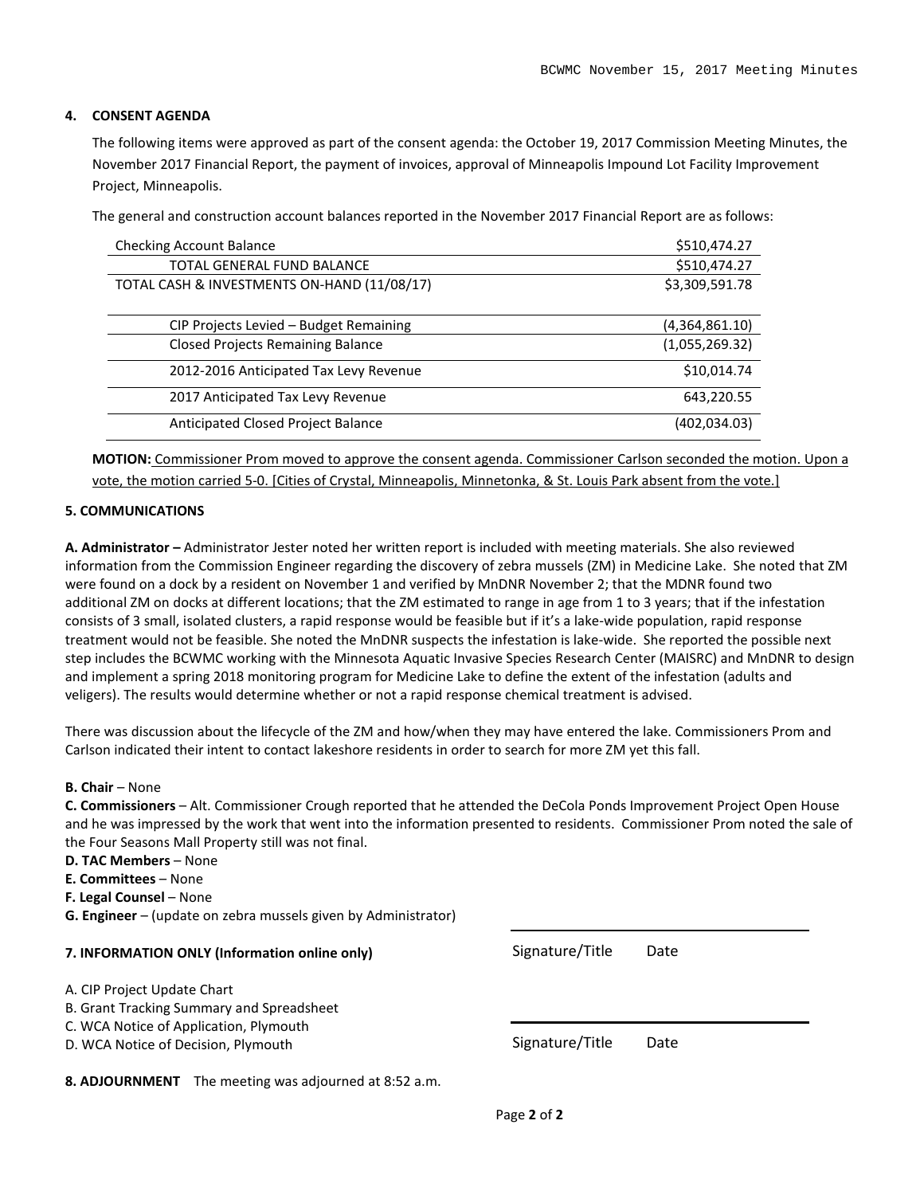## 4. CONSENT AGENDA

The following items were approved as part of the consent agenda: the October 19, 2017 Commission Meeting Minutes, the November 2017 Financial Report, the payment of invoices, approval of Minneapolis Impound Lot Facility Improvement Project, Minneapolis.

The general and construction account balances reported in the November 2017 Financial Report are as follows:

| | |
|---|---|
| Checking Account Balance | $510,474.27 |
| TOTAL GENERAL FUND BALANCE | $510,474.27 |
| TOTAL CASH & INVESTMENTS ON-HAND (11/08/17) | $3,309,591.78 |
| CIP Projects Levied – Budget Remaining | (4,364,861.10) |
| Closed Projects Remaining Balance | (1,055,269.32) |
| 2012-2016 Anticipated Tax Levy Revenue | $10,014.74 |
| 2017 Anticipated Tax Levy Revenue | 643,220.55 |
| Anticipated Closed Project Balance | (402,034.03) |

**MOTION:** Commissioner Prom moved to approve the consent agenda. Commissioner Carlson seconded the motion. Upon a vote, the motion carried 5-0. [Cities of Crystal, Minneapolis, Minnetonka, & St. Louis Park absent from the vote.]

## 5. COMMUNICATIONS

**A. Administrator –** Administrator Jester noted her written report is included with meeting materials. She also reviewed information from the Commission Engineer regarding the discovery of zebra mussels (ZM) in Medicine Lake. She noted that ZM were found on a dock by a resident on November 1 and verified by MnDNR November 2; that the MDNR found two additional ZM on docks at different locations; that the ZM estimated to range in age from 1 to 3 years; that if the infestation consists of 3 small, isolated clusters, a rapid response would be feasible but if it's a lake-wide population, rapid response treatment would not be feasible. She noted the MnDNR suspects the infestation is lake-wide. She reported the possible next step includes the BCWMC working with the Minnesota Aquatic Invasive Species Research Center (MAISRC) and MnDNR to design and implement a spring 2018 monitoring program for Medicine Lake to define the extent of the infestation (adults and veligers). The results would determine whether or not a rapid response chemical treatment is advised.

There was discussion about the lifecycle of the ZM and how/when they may have entered the lake. Commissioners Prom and Carlson indicated their intent to contact lakeshore residents in order to search for more ZM yet this fall.

**B. Chair** – None

**C. Commissioners** – Alt. Commissioner Crough reported that he attended the DeCola Ponds Improvement Project Open House and he was impressed by the work that went into the information presented to residents. Commissioner Prom noted the sale of the Four Seasons Mall Property still was not final.

**D. TAC Members** – None

**E. Committees** – None

**F. Legal Counsel** – None

**G. Engineer** – (update on zebra mussels given by Administrator)

## 7. INFORMATION ONLY (Information online only)

A. CIP Project Update Chart
B. Grant Tracking Summary and Spreadsheet
C. WCA Notice of Application, Plymouth
D. WCA Notice of Decision, Plymouth

**8. ADJOURNMENT** The meeting was adjourned at 8:52 a.m.

Signature/Title Date

Signature/Title Date